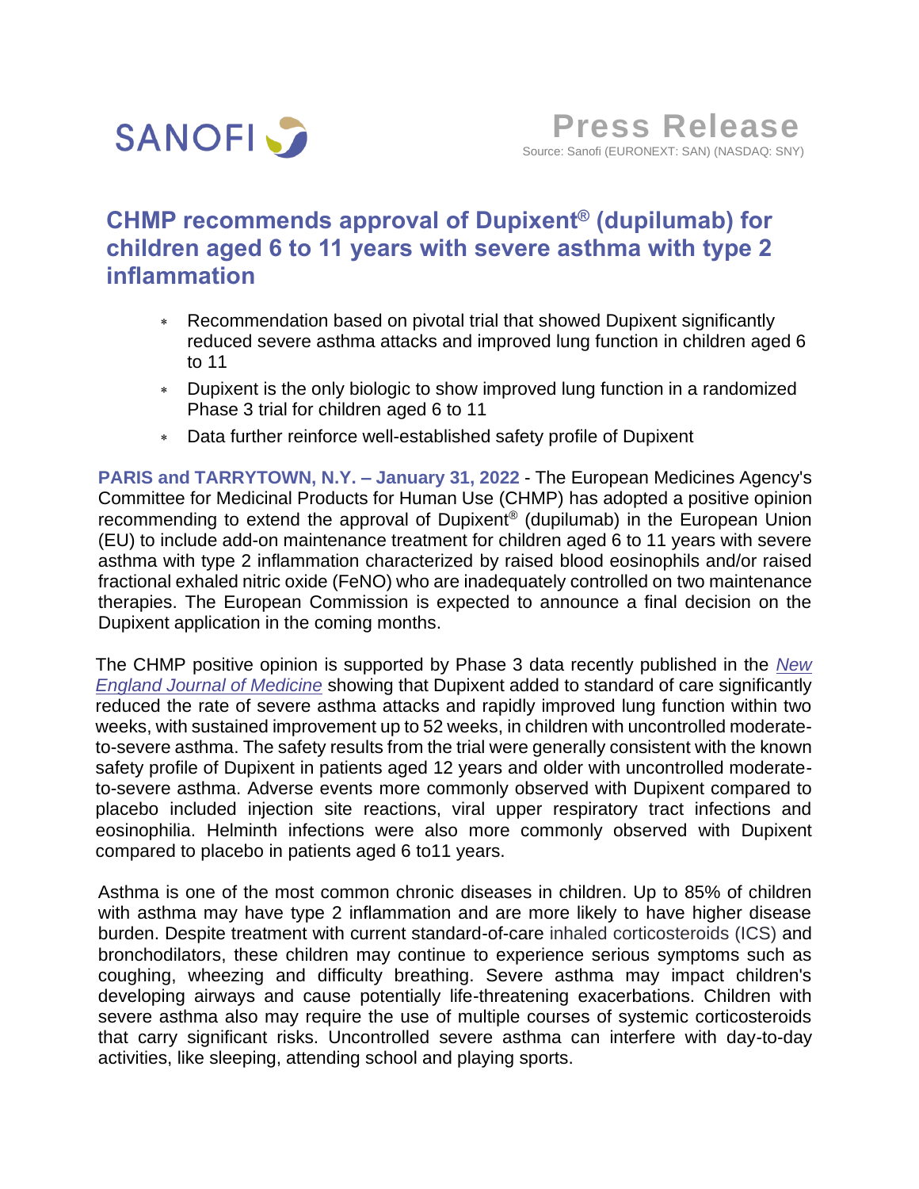SANOFI

**Press Release**

Source: Sanofi (EURONEXT: SAN) (NASDAQ: SNY)

# CHMP recommends approval of Dupixent® (dupilumab) for children aged 6 to 11 years with severe asthma with type 2 inflammation

- Recommendation based on pivotal trial that showed Dupixent significantly reduced severe asthma attacks and improved lung function in children aged 6 to 11
- Dupixent is the only biologic to show improved lung function in a randomized Phase 3 trial for children aged 6 to 11
- Data further reinforce well-established safety profile of Dupixent

**PARIS and TARRYTOWN, N.Y. – January 31, 2022** - The European Medicines Agency's Committee for Medicinal Products for Human Use (CHMP) has adopted a positive opinion recommending to extend the approval of Dupixent® (dupilumab) in the European Union (EU) to include add-on maintenance treatment for children aged 6 to 11 years with severe asthma with type 2 inflammation characterized by raised blood eosinophils and/or raised fractional exhaled nitric oxide (FeNO) who are inadequately controlled on two maintenance therapies. The European Commission is expected to announce a final decision on the Dupixent application in the coming months.

The CHMP positive opinion is supported by Phase 3 data recently published in the *New England Journal of Medicine* showing that Dupixent added to standard of care significantly reduced the rate of severe asthma attacks and rapidly improved lung function within two weeks, with sustained improvement up to 52 weeks, in children with uncontrolled moderate-to-severe asthma. The safety results from the trial were generally consistent with the known safety profile of Dupixent in patients aged 12 years and older with uncontrolled moderate-to-severe asthma. Adverse events more commonly observed with Dupixent compared to placebo included injection site reactions, viral upper respiratory tract infections and eosinophilia. Helminth infections were also more commonly observed with Dupixent compared to placebo in patients aged 6 to11 years.

Asthma is one of the most common chronic diseases in children. Up to 85% of children with asthma may have type 2 inflammation and are more likely to have higher disease burden. Despite treatment with current standard-of-care inhaled corticosteroids (ICS) and bronchodilators, these children may continue to experience serious symptoms such as coughing, wheezing and difficulty breathing. Severe asthma may impact children's developing airways and cause potentially life-threatening exacerbations. Children with severe asthma also may require the use of multiple courses of systemic corticosteroids that carry significant risks. Uncontrolled severe asthma can interfere with day-to-day activities, like sleeping, attending school and playing sports.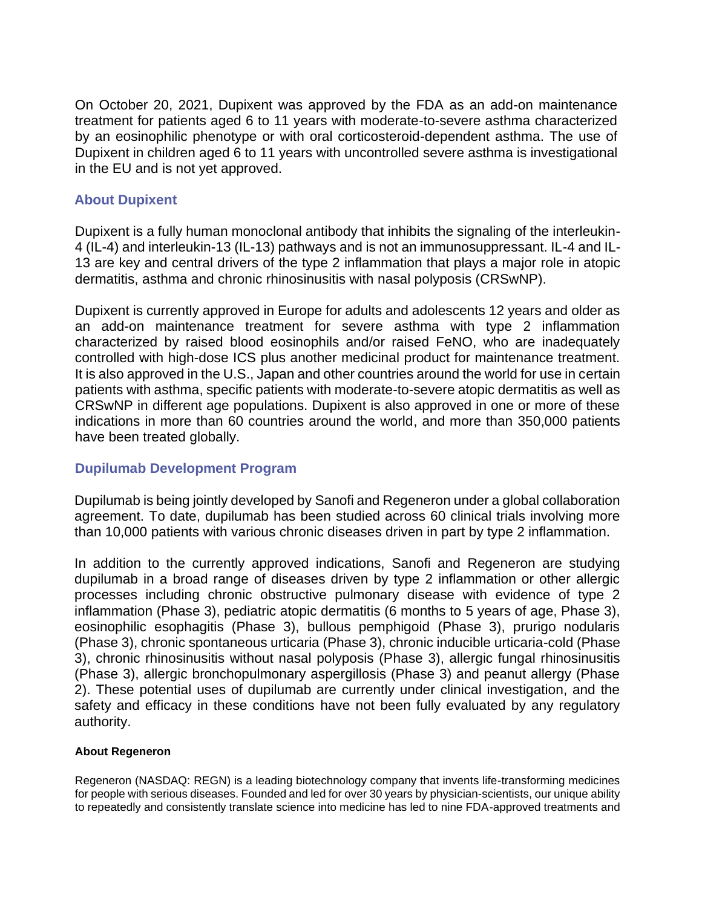On October 20, 2021, Dupixent was approved by the FDA as an add-on maintenance treatment for patients aged 6 to 11 years with moderate-to-severe asthma characterized by an eosinophilic phenotype or with oral corticosteroid-dependent asthma. The use of Dupixent in children aged 6 to 11 years with uncontrolled severe asthma is investigational in the EU and is not yet approved.

## About Dupixent

Dupixent is a fully human monoclonal antibody that inhibits the signaling of the interleukin-4 (IL-4) and interleukin-13 (IL-13) pathways and is not an immunosuppressant. IL-4 and IL-13 are key and central drivers of the type 2 inflammation that plays a major role in atopic dermatitis, asthma and chronic rhinosinusitis with nasal polyposis (CRSwNP).

Dupixent is currently approved in Europe for adults and adolescents 12 years and older as an add-on maintenance treatment for severe asthma with type 2 inflammation characterized by raised blood eosinophils and/or raised FeNO, who are inadequately controlled with high-dose ICS plus another medicinal product for maintenance treatment. It is also approved in the U.S., Japan and other countries around the world for use in certain patients with asthma, specific patients with moderate-to-severe atopic dermatitis as well as CRSwNP in different age populations. Dupixent is also approved in one or more of these indications in more than 60 countries around the world, and more than 350,000 patients have been treated globally.

## Dupilumab Development Program

Dupilumab is being jointly developed by Sanofi and Regeneron under a global collaboration agreement. To date, dupilumab has been studied across 60 clinical trials involving more than 10,000 patients with various chronic diseases driven in part by type 2 inflammation.

In addition to the currently approved indications, Sanofi and Regeneron are studying dupilumab in a broad range of diseases driven by type 2 inflammation or other allergic processes including chronic obstructive pulmonary disease with evidence of type 2 inflammation (Phase 3), pediatric atopic dermatitis (6 months to 5 years of age, Phase 3), eosinophilic esophagitis (Phase 3), bullous pemphigoid (Phase 3), prurigo nodularis (Phase 3), chronic spontaneous urticaria (Phase 3), chronic inducible urticaria-cold (Phase 3), chronic rhinosinusitis without nasal polyposis (Phase 3), allergic fungal rhinosinusitis (Phase 3), allergic bronchopulmonary aspergillosis (Phase 3) and peanut allergy (Phase 2). These potential uses of dupilumab are currently under clinical investigation, and the safety and efficacy in these conditions have not been fully evaluated by any regulatory authority.

### About Regeneron

Regeneron (NASDAQ: REGN) is a leading biotechnology company that invents life-transforming medicines for people with serious diseases. Founded and led for over 30 years by physician-scientists, our unique ability to repeatedly and consistently translate science into medicine has led to nine FDA-approved treatments and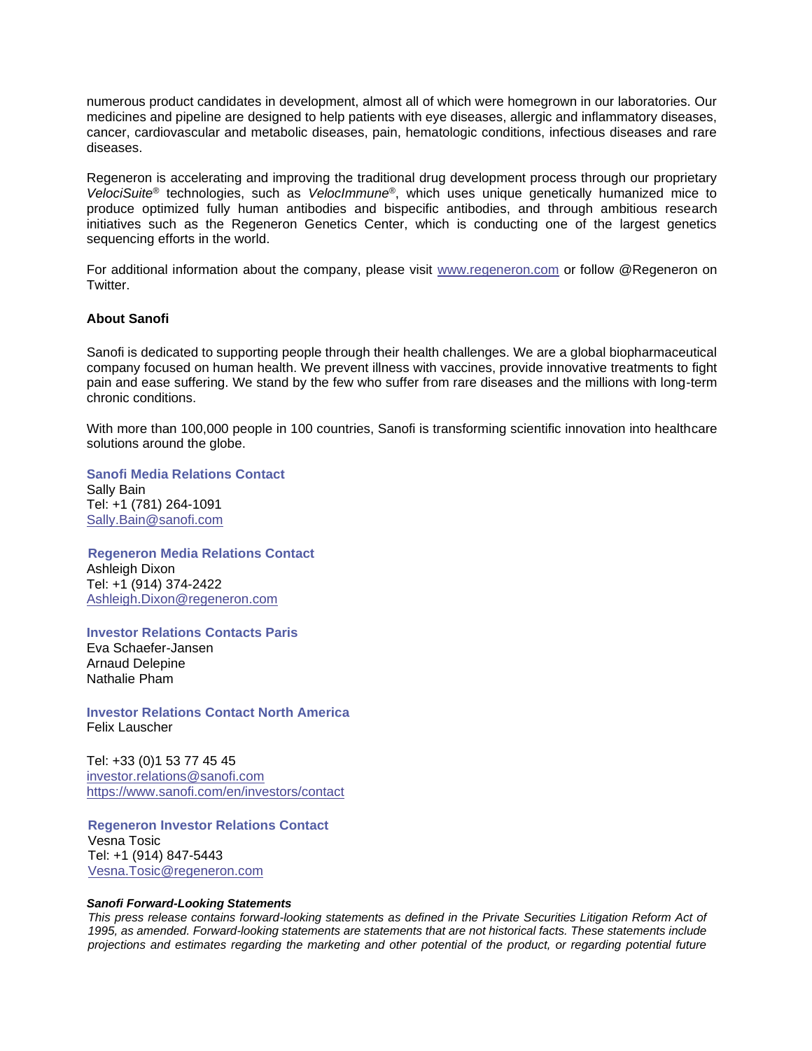numerous product candidates in development, almost all of which were homegrown in our laboratories. Our medicines and pipeline are designed to help patients with eye diseases, allergic and inflammatory diseases, cancer, cardiovascular and metabolic diseases, pain, hematologic conditions, infectious diseases and rare diseases.

Regeneron is accelerating and improving the traditional drug development process through our proprietary *VelociSuite*® technologies, such as *VelocImmune*®, which uses unique genetically humanized mice to produce optimized fully human antibodies and bispecific antibodies, and through ambitious research initiatives such as the Regeneron Genetics Center, which is conducting one of the largest genetics sequencing efforts in the world.

For additional information about the company, please visit www.regeneron.com or follow @Regeneron on Twitter.

**About Sanofi**

Sanofi is dedicated to supporting people through their health challenges. We are a global biopharmaceutical company focused on human health. We prevent illness with vaccines, provide innovative treatments to fight pain and ease suffering. We stand by the few who suffer from rare diseases and the millions with long-term chronic conditions.

With more than 100,000 people in 100 countries, Sanofi is transforming scientific innovation into healthcare solutions around the globe.

**Sanofi Media Relations Contact**
Sally Bain
Tel: +1 (781) 264-1091
Sally.Bain@sanofi.com

**Regeneron Media Relations Contact**
Ashleigh Dixon
Tel: +1 (914) 374-2422
Ashleigh.Dixon@regeneron.com

**Investor Relations Contacts Paris**
Eva Schaefer-Jansen
Arnaud Delepine
Nathalie Pham

**Investor Relations Contact North America**
Felix Lauscher

Tel: +33 (0)1 53 77 45 45
investor.relations@sanofi.com
https://www.sanofi.com/en/investors/contact

**Regeneron Investor Relations Contact**
Vesna Tosic
Tel: +1 (914) 847-5443
Vesna.Tosic@regeneron.com

***Sanofi Forward-Looking Statements***

*This press release contains forward-looking statements as defined in the Private Securities Litigation Reform Act of 1995, as amended. Forward-looking statements are statements that are not historical facts. These statements include projections and estimates regarding the marketing and other potential of the product, or regarding potential future*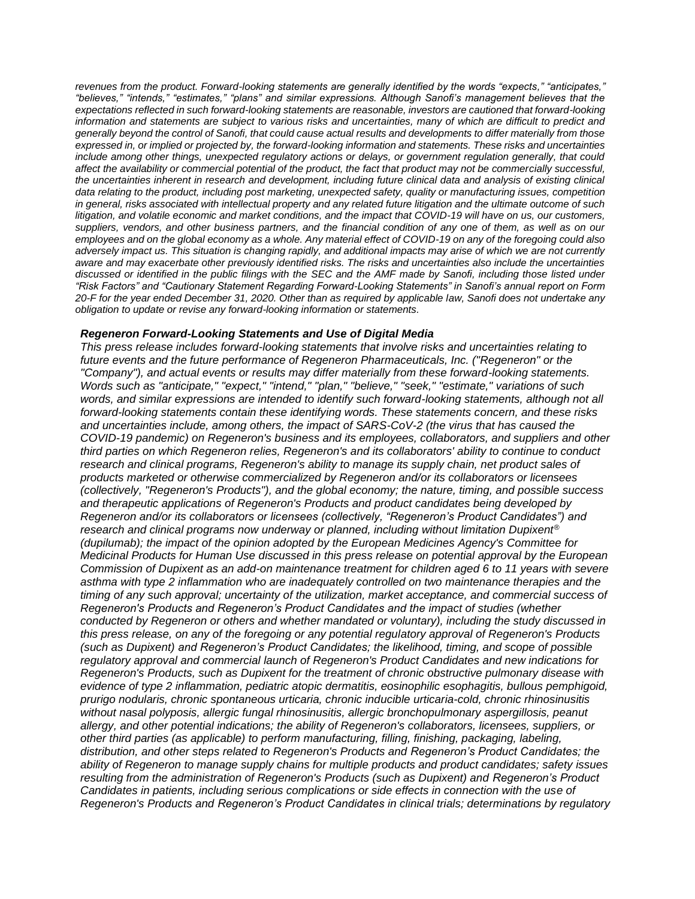*revenues from the product. Forward-looking statements are generally identified by the words "expects," "anticipates," "believes," "intends," "estimates," "plans" and similar expressions. Although Sanofi's management believes that the expectations reflected in such forward-looking statements are reasonable, investors are cautioned that forward-looking information and statements are subject to various risks and uncertainties, many of which are difficult to predict and generally beyond the control of Sanofi, that could cause actual results and developments to differ materially from those expressed in, or implied or projected by, the forward-looking information and statements. These risks and uncertainties include among other things, unexpected regulatory actions or delays, or government regulation generally, that could affect the availability or commercial potential of the product, the fact that product may not be commercially successful, the uncertainties inherent in research and development, including future clinical data and analysis of existing clinical data relating to the product, including post marketing, unexpected safety, quality or manufacturing issues, competition in general, risks associated with intellectual property and any related future litigation and the ultimate outcome of such litigation, and volatile economic and market conditions, and the impact that COVID-19 will have on us, our customers, suppliers, vendors, and other business partners, and the financial condition of any one of them, as well as on our employees and on the global economy as a whole. Any material effect of COVID-19 on any of the foregoing could also adversely impact us. This situation is changing rapidly, and additional impacts may arise of which we are not currently aware and may exacerbate other previously identified risks. The risks and uncertainties also include the uncertainties discussed or identified in the public filings with the SEC and the AMF made by Sanofi, including those listed under "Risk Factors" and "Cautionary Statement Regarding Forward-Looking Statements" in Sanofi's annual report on Form 20-F for the year ended December 31, 2020. Other than as required by applicable law, Sanofi does not undertake any obligation to update or revise any forward-looking information or statements.*

### *Regeneron Forward-Looking Statements and Use of Digital Media*

*This press release includes forward-looking statements that involve risks and uncertainties relating to future events and the future performance of Regeneron Pharmaceuticals, Inc. ("Regeneron" or the "Company"), and actual events or results may differ materially from these forward-looking statements. Words such as "anticipate," "expect," "intend," "plan," "believe," "seek," "estimate," variations of such words, and similar expressions are intended to identify such forward-looking statements, although not all forward-looking statements contain these identifying words. These statements concern, and these risks and uncertainties include, among others, the impact of SARS-CoV-2 (the virus that has caused the COVID-19 pandemic) on Regeneron's business and its employees, collaborators, and suppliers and other third parties on which Regeneron relies, Regeneron's and its collaborators' ability to continue to conduct research and clinical programs, Regeneron's ability to manage its supply chain, net product sales of products marketed or otherwise commercialized by Regeneron and/or its collaborators or licensees (collectively, "Regeneron's Products"), and the global economy; the nature, timing, and possible success and therapeutic applications of Regeneron's Products and product candidates being developed by Regeneron and/or its collaborators or licensees (collectively, "Regeneron's Product Candidates") and research and clinical programs now underway or planned, including without limitation Dupixent® (dupilumab); the impact of the opinion adopted by the European Medicines Agency's Committee for Medicinal Products for Human Use discussed in this press release on potential approval by the European Commission of Dupixent as an add-on maintenance treatment for children aged 6 to 11 years with severe asthma with type 2 inflammation who are inadequately controlled on two maintenance therapies and the timing of any such approval; uncertainty of the utilization, market acceptance, and commercial success of Regeneron's Products and Regeneron's Product Candidates and the impact of studies (whether conducted by Regeneron or others and whether mandated or voluntary), including the study discussed in this press release, on any of the foregoing or any potential regulatory approval of Regeneron's Products (such as Dupixent) and Regeneron's Product Candidates; the likelihood, timing, and scope of possible regulatory approval and commercial launch of Regeneron's Product Candidates and new indications for Regeneron's Products, such as Dupixent for the treatment of chronic obstructive pulmonary disease with evidence of type 2 inflammation, pediatric atopic dermatitis, eosinophilic esophagitis, bullous pemphigoid, prurigo nodularis, chronic spontaneous urticaria, chronic inducible urticaria-cold, chronic rhinosinusitis without nasal polyposis, allergic fungal rhinosinusitis, allergic bronchopulmonary aspergillosis, peanut allergy, and other potential indications; the ability of Regeneron's collaborators, licensees, suppliers, or other third parties (as applicable) to perform manufacturing, filling, finishing, packaging, labeling, distribution, and other steps related to Regeneron's Products and Regeneron's Product Candidates; the ability of Regeneron to manage supply chains for multiple products and product candidates; safety issues resulting from the administration of Regeneron's Products (such as Dupixent) and Regeneron's Product Candidates in patients, including serious complications or side effects in connection with the use of Regeneron's Products and Regeneron's Product Candidates in clinical trials; determinations by regulatory*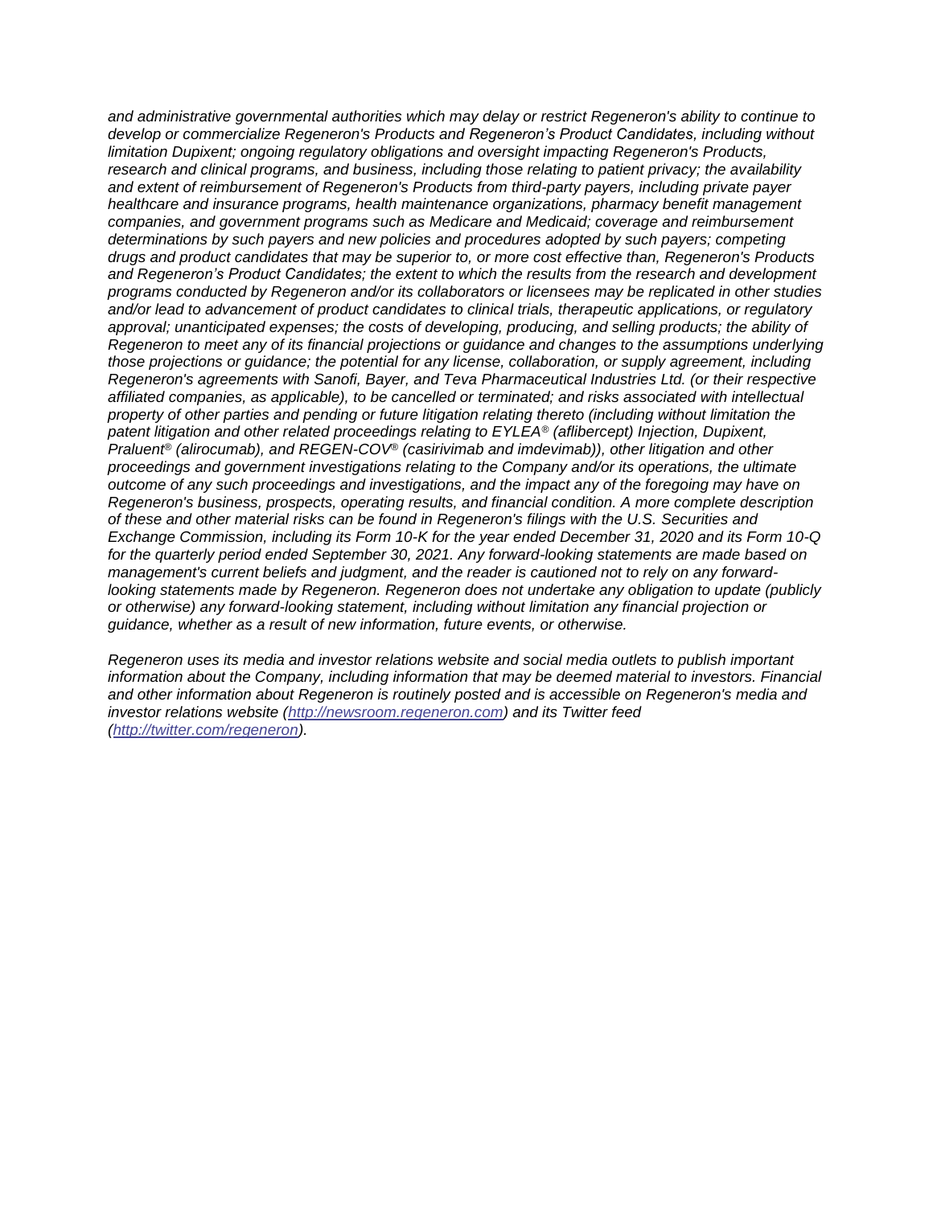*and administrative governmental authorities which may delay or restrict Regeneron's ability to continue to develop or commercialize Regeneron's Products and Regeneron's Product Candidates, including without limitation Dupixent; ongoing regulatory obligations and oversight impacting Regeneron's Products, research and clinical programs, and business, including those relating to patient privacy; the availability and extent of reimbursement of Regeneron's Products from third-party payers, including private payer healthcare and insurance programs, health maintenance organizations, pharmacy benefit management companies, and government programs such as Medicare and Medicaid; coverage and reimbursement determinations by such payers and new policies and procedures adopted by such payers; competing drugs and product candidates that may be superior to, or more cost effective than, Regeneron's Products and Regeneron's Product Candidates; the extent to which the results from the research and development programs conducted by Regeneron and/or its collaborators or licensees may be replicated in other studies and/or lead to advancement of product candidates to clinical trials, therapeutic applications, or regulatory approval; unanticipated expenses; the costs of developing, producing, and selling products; the ability of Regeneron to meet any of its financial projections or guidance and changes to the assumptions underlying those projections or guidance; the potential for any license, collaboration, or supply agreement, including Regeneron's agreements with Sanofi, Bayer, and Teva Pharmaceutical Industries Ltd. (or their respective affiliated companies, as applicable), to be cancelled or terminated; and risks associated with intellectual property of other parties and pending or future litigation relating thereto (including without limitation the patent litigation and other related proceedings relating to EYLEA® (aflibercept) Injection, Dupixent, Praluent® (alirocumab), and REGEN-COV® (casirivimab and imdevimab)), other litigation and other proceedings and government investigations relating to the Company and/or its operations, the ultimate outcome of any such proceedings and investigations, and the impact any of the foregoing may have on Regeneron's business, prospects, operating results, and financial condition. A more complete description of these and other material risks can be found in Regeneron's filings with the U.S. Securities and Exchange Commission, including its Form 10-K for the year ended December 31, 2020 and its Form 10-Q for the quarterly period ended September 30, 2021. Any forward-looking statements are made based on management's current beliefs and judgment, and the reader is cautioned not to rely on any forward-looking statements made by Regeneron. Regeneron does not undertake any obligation to update (publicly or otherwise) any forward-looking statement, including without limitation any financial projection or guidance, whether as a result of new information, future events, or otherwise.*

*Regeneron uses its media and investor relations website and social media outlets to publish important information about the Company, including information that may be deemed material to investors. Financial and other information about Regeneron is routinely posted and is accessible on Regeneron's media and investor relations website ([http://newsroom.regeneron.com](http://newsroom.regeneron.com)) and its Twitter feed ([http://twitter.com/regeneron](http://twitter.com/regeneron)).*